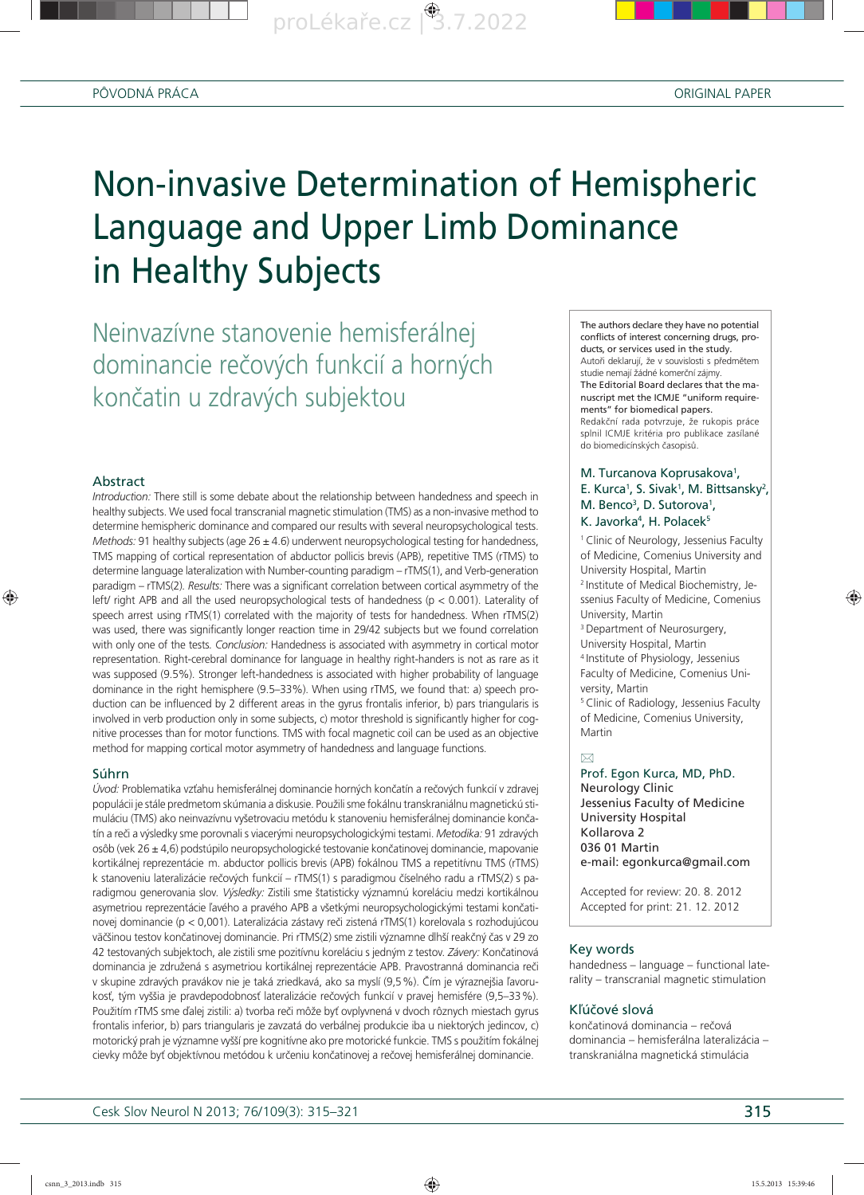PŮVODNÍ PRÁCA — ORIGINAL PAPER

# Non-invasive Determination of Hemispheric Language and Upper Limb Dominance in Healthy Subjects

## Neinvazívne stanovenie hemisferálnej dominancie rečových funkcií a horných končatin u zdravých subjektou

The authors declare they have no potential conflicts of interest concerning drugs, products, or services used in the study.
Autoři deklarují, že v souvislosti s předmětem studie nemají žádné komerční zájmy.
The Editorial Board declares that the manuscript met the ICMJE "uniform requirements" for biomedical papers.
Redakční rada potvrzuje, že rukopis práce splnil ICMJE kritéria pro publikace zasílané do biomedicínských časopisů.

**M. Turcanova Koprusakova[1], E. Kurca[1], S. Sivak[1], M. Bittsansky[2], M. Benco[3], D. Sutorova[1], K. Javorka[4], H. Polacek[5]**

[1] Clinic of Neurology, Jessenius Faculty of Medicine, Comenius University and University Hospital, Martin
[2] Institute of Medical Biochemistry, Jessenius Faculty of Medicine, Comenius University, Martin
[3] Department of Neurosurgery, University Hospital, Martin
[4] Institute of Physiology, Jessenius Faculty of Medicine, Comenius University, Martin
[5] Clinic of Radiology, Jessenius Faculty of Medicine, Comenius University, Martin

✉
**Prof. Egon Kurca, MD, PhD.**
**Neurology Clinic**
**Jessenius Faculty of Medicine**
**University Hospital**
**Kollarova 2**
**036 01 Martin**
**e-mail: egonkurca@gmail.com**

Accepted for review: 20. 8. 2012
Accepted for print: 21. 12. 2012

### Abstract

*Introduction:* There still is some debate about the relationship between handedness and speech in healthy subjects. We used focal transcranial magnetic stimulation (TMS) as a non-invasive method to determine hemispheric dominance and compared our results with several neuropsychological tests. *Methods:* 91 healthy subjects (age 26 ± 4.6) underwent neuropsychological testing for handedness, TMS mapping of cortical representation of abductor pollicis brevis (APB), repetitive TMS (rTMS) to determine language lateralization with Number-counting paradigm – rTMS(1), and Verb-generation paradigm – rTMS(2). *Results:* There was a significant correlation between cortical asymmetry of the left/ right APB and all the used neuropsychological tests of handedness ($p < 0.001$). Laterality of speech arrest using rTMS(1) correlated with the majority of tests for handedness. When rTMS(2) was used, there was significantly longer reaction time in 29/42 subjects but we found correlation with only one of the tests. *Conclusion:* Handedness is associated with asymmetry in cortical motor representation. Right-cerebral dominance for language in healthy right-handers is not as rare as it was supposed (9.5%). Stronger left-handedness is associated with higher probability of language dominance in the right hemisphere (9.5–33%). When using rTMS, we found that: a) speech production can be influenced by 2 different areas in the gyrus frontalis inferior, b) pars triangularis is involved in verb production only in some subjects, c) motor threshold is significantly higher for cognitive processes than for motor functions. TMS with focal magnetic coil can be used as an objective method for mapping cortical motor asymmetry of handedness and language functions.

### Súhrn

*Úvod:* Problematika vzťahu hemisferálnej dominancie horných končatín a rečových funkcií v zdravej populácii je stále predmetom skúmania a diskusie. Použili sme fokálnu transkraniálnu magnetickú stimuláciu (TMS) ako neinvazívnu vyšetrovaciu metódu k stanoveniu hemisferálnej dominancie končatín a reči a výsledky sme porovnali s viacerými neuropsychologickými testami. *Metodika:* 91 zdravých osôb (vek 26 ± 4,6) podstúpilo neuropsychologické testovanie končatinovej dominancie, mapovanie kortikálnej reprezentácie m. abductor pollicis brevis (APB) fokálnou TMS a repetitívnu TMS (rTMS) k stanoveniu lateralizácie rečových funkcií – rTMS(1) s paradigmou číselného radu a rTMS(2) s paradigmou generovania slov. *Výsledky:* Zistili sme štatisticky významnú koreláciu medzi kortikálnou asymetriou reprezentácie ľavého a pravého APB a všetkými neuropsychologickými testami končatinovej dominancie ($p < 0{,}001$). Lateralizácia zástavy reči zistená rTMS(1) korelovala s rozhodujúcou väčšinou testov končatinovej dominancie. Pri rTMS(2) sme zistili významne dlhší reakčný čas v 29 zo 42 testovaných subjektoch, ale zistili sme pozitívnu koreláciu s jedným z testov. *Závery:* Končatinová dominancia je združená s asymetriou kortikálnej reprezentácie APB. Pravostranná dominancia reči v skupine zdravých pravákov nie je taká zriedkavá, ako sa myslí (9,5 %). Čím je výraznejšia ľavorukosť, tým vyššia je pravdepodobnosť lateralizácie rečových funkcií v pravej hemisfére (9,5–33 %). Použitím rTMS sme ďalej zistili: a) tvorba reči môže byť ovplyvnená v dvoch rôznych miestach gyrus frontalis inferior, b) pars triangularis je zavzatá do verbálnej produkcie iba u niektorých jedincov, c) motorický prah je významne vyšší pre kognitívne ako pre motorické funkcie. TMS s použitím fokálnej cievky môže byť objektívnou metódou k určeniu končatinovej a rečovej hemisferálnej dominancie.

### Key words

handedness – language – functional laterality – transcranial magnetic stimulation

### Kľúčové slová

končatinová dominancia – rečová dominancia – hemisferálna lateralizácia – transkraniálna magnetická stimulácia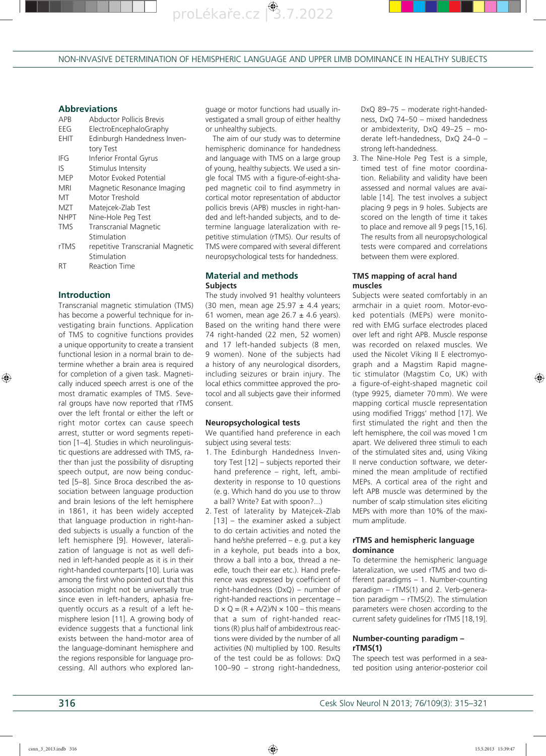## Abbreviations

| | |
|---|---|
| APB | Abductor Pollicis Brevis |
| EEG | ElectroEncephaloGraphy |
| EHIT | Edinburgh Handedness Inventory Test |
| IFG | Inferior Frontal Gyrus |
| IS | Stimulus Intensity |
| MEP | Motor Evoked Potential |
| MRI | Magnetic Resonance Imaging |
| MT | Motor Treshold |
| MZT | Matejcek-Zlab Test |
| NHPT | Nine-Hole Peg Test |
| TMS | Transcranial Magnetic Stimulation |
| rTMS | repetitive Transcranial Magnetic Stimulation |
| RT | Reaction Time |

## Introduction

Transcranial magnetic stimulation (TMS) has become a powerful technique for investigating brain functions. Application of TMS to cognitive functions provides a unique opportunity to create a transient functional lesion in a normal brain to determine whether a brain area is required for completion of a given task. Magnetically induced speech arrest is one of the most dramatic examples of TMS. Several groups have now reported that rTMS over the left frontal or either the left or right motor cortex can cause speech arrest, stutter or word segments repetition [1–4]. Studies in which neurolinguistic questions are addressed with TMS, rather than just the possibility of disrupting speech output, are now being conducted [5–8]. Since Broca described the association between language production and brain lesions of the left hemisphere in 1861, it has been widely accepted that language production in right-handed subjects is usually a function of the left hemisphere [9]. However, lateralization of language is not as well defined in left-handed people as it is in their right-handed counterparts [10]. Luria was among the first who pointed out that this association might not be universally true since even in left-handers, aphasia frequently occurs as a result of a left hemisphere lesion [11]. A growing body of evidence suggests that a functional link exists between the hand-motor area of the language-dominant hemisphere and the regions responsible for language processing. All authors who explored language or motor functions had usually investigated a small group of either healthy or unhealthy subjects.

The aim of our study was to determine hemispheric dominance for handedness and language with TMS on a large group of young, healthy subjects. We used a single focal TMS with a figure-of-eight-shaped magnetic coil to find asymmetry in cortical motor representation of abductor pollicis brevis (APB) muscles in right-handed and left-handed subjects, and to determine language lateralization with repetitive stimulation (rTMS). Our results of TMS were compared with several different neuropsychological tests for handedness.

## Material and methods

### Subjects

The study involved 91 healthy volunteers (30 men, mean age 25.97 ± 4.4 years; 61 women, mean age 26.7 ± 4.6 years). Based on the writing hand there were 74 right-handed (22 men, 52 women) and 17 left-handed subjects (8 men, 9 women). None of the subjects had a history of any neurological disorders, including seizures or brain injury. The local ethics committee approved the protocol and all subjects gave their informed consent.

### Neuropsychological tests

We quantified hand preference in each subject using several tests:

1. The Edinburgh Handedness Inventory Test [12] – subjects reported their hand preference – right, left, ambidexterity in response to 10 questions (e.g. Which hand do you use to throw a ball? Write? Eat with spoon?...)
2. Test of laterality by Matejcek-Zlab [13] – the examiner asked a subject to do certain activities and noted the hand he/she preferred – e.g. put a key in a keyhole, put beads into a box, throw a ball into a box, thread a needle, touch their ear etc.). Hand preference was expressed by coefficient of right-handedness (DxQ) – number of right-handed reactions in percentage – $D \times Q = (R + A/2)/N \times 100$ – this means that a sum of right-handed reactions (R) plus half of ambidextrous reactions were divided by the number of all activities (N) multiplied by 100. Results of the test could be as follows: DxQ 100–90 – strong right-handedness, DxQ 89–75 – moderate right-handedness, DxQ 74–50 – mixed handedness or ambidexterity, DxQ 49–25 – moderate left-handedness, DxQ 24–0 – strong left-handedness.
3. The Nine-Hole Peg Test is a simple, timed test of fine motor coordination. Reliability and validity have been assessed and normal values are available [14]. The test involves a subject placing 9 pegs in 9 holes. Subjects are scored on the length of time it takes to place and remove all 9 pegs [15,16]. The results from all neuropsychological tests were compared and correlations between them were explored.

### TMS mapping of acral hand muscles

Subjects were seated comfortably in an armchair in a quiet room. Motor-evoked potentials (MEPs) were monitored with EMG surface electrodes placed over left and right APB. Muscle response was recorded on relaxed muscles. We used the Nicolet Viking II E electromyograph and a Magstim Rapid magnetic stimulator (Magstim Co, UK) with a figure-of-eight-shaped magnetic coil (type 9925, diameter 70 mm). We were mapping cortical muscle representation using modified Triggs' method [17]. We first stimulated the right and then the left hemisphere, the coil was moved 1 cm apart. We delivered three stimuli to each of the stimulated sites and, using Viking II nerve conduction software, we determined the mean amplitude of rectified MEPs. A cortical area of the right and left APB muscle was determined by the number of scalp stimulation sites eliciting MEPs with more than 10% of the maximum amplitude.

### rTMS and hemispheric language dominance

To determine the hemispheric language lateralization, we used rTMS and two different paradigms – 1. Number-counting paradigm – rTMS(1) and 2. Verb-generation paradigm – rTMS(2). The stimulation parameters were chosen according to the current safety guidelines for rTMS [18,19].

### Number-counting paradigm – rTMS(1)

The speech test was performed in a seated position using anterior-posterior coil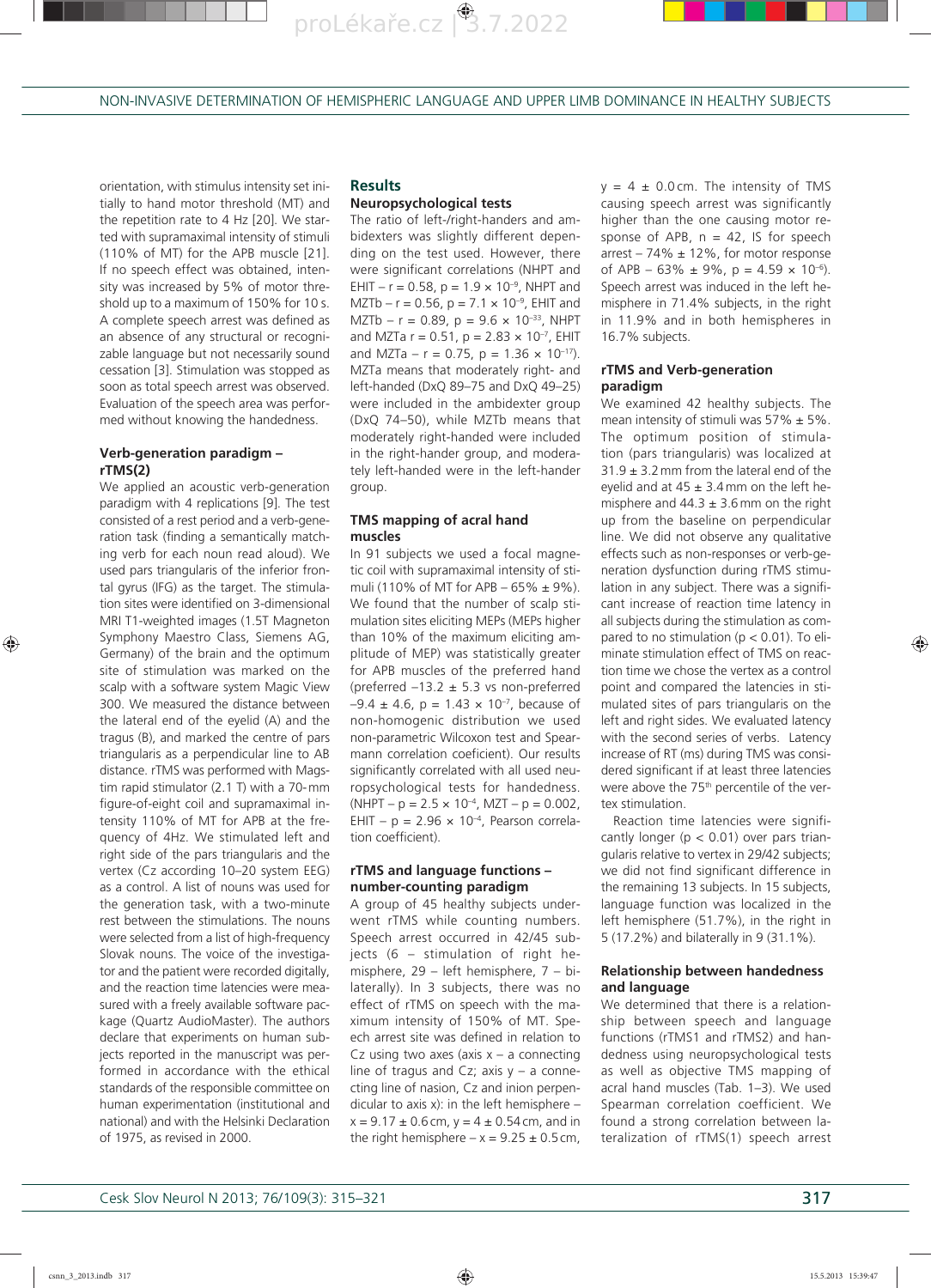orientation, with stimulus intensity set initially to hand motor threshold (MT) and the repetition rate to 4 Hz [20]. We started with supramaximal intensity of stimuli (110% of MT) for the APB muscle [21]. If no speech effect was obtained, intensity was increased by 5% of motor threshold up to a maximum of 150% for 10 s. A complete speech arrest was defined as an absence of any structural or recognizable language but not necessarily sound cessation [3]. Stimulation was stopped as soon as total speech arrest was observed. Evaluation of the speech area was performed without knowing the handedness.

### Verb-generation paradigm – rTMS(2)

We applied an acoustic verb-generation paradigm with 4 replications [9]. The test consisted of a rest period and a verb-generation task (finding a semantically matching verb for each noun read aloud). We used pars triangularis of the inferior frontal gyrus (IFG) as the target. The stimulation sites were identified on 3-dimensional MRI T1-weighted images (1.5T Magneton Symphony Maestro Class, Siemens AG, Germany) of the brain and the optimum site of stimulation was marked on the scalp with a software system Magic View 300. We measured the distance between the lateral end of the eyelid (A) and the tragus (B), and marked the centre of pars triangularis as a perpendicular line to AB distance. rTMS was performed with Magstim rapid stimulator (2.1 T) with a 70-mm figure-of-eight coil and supramaximal intensity 110% of MT for APB at the frequency of 4Hz. We stimulated left and right side of the pars triangularis and the vertex (Cz according 10–20 system EEG) as a control. A list of nouns was used for the generation task, with a two-minute rest between the stimulations. The nouns were selected from a list of high-frequency Slovak nouns. The voice of the investigator and the patient were recorded digitally, and the reaction time latencies were measured with a freely available software package (Quartz AudioMaster). The authors declare that experiments on human subjects reported in the manuscript was performed in accordance with the ethical standards of the responsible committee on human experimentation (institutional and national) and with the Helsinki Declaration of 1975, as revised in 2000.

## Results

### Neuropsychological tests

The ratio of left-/right-handers and ambidexters was slightly different depending on the test used. However, there were significant correlations (NHPT and EHIT – $r = 0.58$, $p = 1.9 \times 10^{-9}$, NHPT and MZTb – $r = 0.56$, $p = 7.1 \times 10^{-9}$, EHIT and MZTb – $r = 0.89$, $p = 9.6 \times 10^{-33}$, NHPT and MZTa $r = 0.51$, $p = 2.83 \times 10^{-7}$, EHIT and MZTa – $r = 0.75$, $p = 1.36 \times 10^{-17}$). MZTa means that moderately right- and left-handed (DxQ 89–75 and DxQ 49–25) were included in the ambidexter group (DxQ 74–50), while MZTb means that moderately right-handed were included in the right-hander group, and moderately left-handed were in the left-hander group.

### TMS mapping of acral hand muscles

In 91 subjects we used a focal magnetic coil with supramaximal intensity of stimuli (110% of MT for APB – 65% ± 9%). We found that the number of scalp stimulation sites eliciting MEPs (MEPs higher than 10% of the maximum eliciting amplitude of MEP) was statistically greater for APB muscles of the preferred hand (preferred –13.2 ± 5.3 vs non-preferred –9.4 ± 4.6, $p = 1.43 \times 10^{-7}$, because of non-homogenic distribution we used non-parametric Wilcoxon test and Spearmann correlation coeficient). Our results significantly correlated with all used neuropsychological tests for handedness. (NHPT – $p = 2.5 \times 10^{-4}$, MZT – $p = 0.002$, EHIT – $p = 2.96 \times 10^{-4}$, Pearson correlation coefficient).

### rTMS and language functions – number-counting paradigm

A group of 45 healthy subjects underwent rTMS while counting numbers. Speech arrest occurred in 42/45 subjects (6 – stimulation of right hemisphere, 29 – left hemisphere, 7 – bilaterally). In 3 subjects, there was no effect of rTMS on speech with the maximum intensity of 150% of MT. Speech arrest site was defined in relation to Cz using two axes (axis x – a connecting line of tragus and Cz; axis y – a connecting line of nasion, Cz and inion perpendicular to axis x): in the left hemisphere – $x = 9.17 \pm 0.6$ cm, $y = 4 \pm 0.54$ cm, and in the right hemisphere – $x = 9.25 \pm 0.5$ cm, $y = 4 \pm 0.0$ cm. The intensity of TMS causing speech arrest was significantly higher than the one causing motor response of APB, n = 42, IS for speech arrest – 74% ± 12%, for motor response of APB – 63% ± 9%, $p = 4.59 \times 10^{-6}$). Speech arrest was induced in the left hemisphere in 71.4% subjects, in the right in 11.9% and in both hemispheres in 16.7% subjects.

### rTMS and Verb-generation paradigm

We examined 42 healthy subjects. The mean intensity of stimuli was 57% ± 5%. The optimum position of stimulation (pars triangularis) was localized at 31.9 ± 3.2 mm from the lateral end of the eyelid and at 45 ± 3.4 mm on the left hemisphere and 44.3 ± 3.6 mm on the right up from the baseline on perpendicular line. We did not observe any qualitative effects such as non-responses or verb-generation dysfunction during rTMS stimulation in any subject. There was a significant increase of reaction time latency in all subjects during the stimulation as compared to no stimulation ($p < 0.01$). To eliminate stimulation effect of TMS on reaction time we chose the vertex as a control point and compared the latencies in stimulated sites of pars triangularis on the left and right sides. We evaluated latency with the second series of verbs. Latency increase of RT (ms) during TMS was considered significant if at least three latencies were above the 75th percentile of the vertex stimulation.

Reaction time latencies were significantly longer ($p < 0.01$) over pars triangularis relative to vertex in 29/42 subjects; we did not find significant difference in the remaining 13 subjects. In 15 subjects, language function was localized in the left hemisphere (51.7%), in the right in 5 (17.2%) and bilaterally in 9 (31.1%).

### Relationship between handedness and language

We determined that there is a relationship between speech and language functions (rTMS1 and rTMS2) and handedness using neuropsychological tests as well as objective TMS mapping of acral hand muscles (Tab. 1–3). We used Spearman correlation coefficient. We found a strong correlation between lateralization of rTMS(1) speech arrest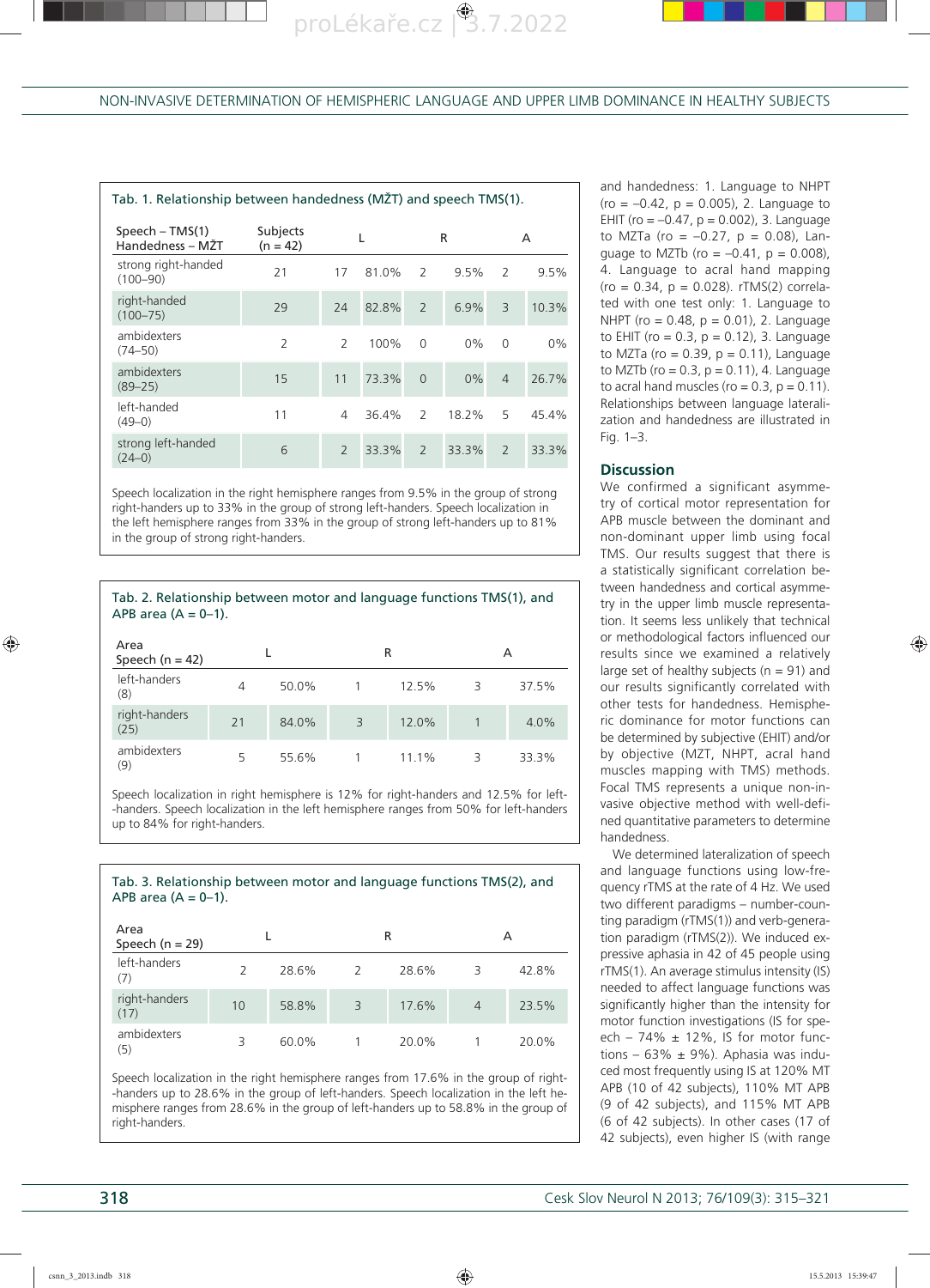Tab. 1. Relationship between handedness (MŽT) and speech TMS(1).

| Speech – TMS(1) Handedness – MŽT | Subjects (n = 42) | L | | R | | A | |
|---|---|---|---|---|---|---|---|
| strong right-handed (100–90) | 21 | 17 | 81.0% | 2 | 9.5% | 2 | 9.5% |
| right-handed (100–75) | 29 | 24 | 82.8% | 2 | 6.9% | 3 | 10.3% |
| ambidexters (74–50) | 2 | 2 | 100% | 0 | 0% | 0 | 0% |
| ambidexters (89–25) | 15 | 11 | 73.3% | 0 | 0% | 4 | 26.7% |
| left-handed (49–0) | 11 | 4 | 36.4% | 2 | 18.2% | 5 | 45.4% |
| strong left-handed (24–0) | 6 | 2 | 33.3% | 2 | 33.3% | 2 | 33.3% |

Speech localization in the right hemisphere ranges from 9.5% in the group of strong right-handers up to 33% in the group of strong left-handers. Speech localization in the left hemisphere ranges from 33% in the group of strong left-handers up to 81% in the group of strong right-handers.

Tab. 2. Relationship between motor and language functions TMS(1), and APB area (A = 0–1).

| Area Speech (n = 42) | L | | R | | A | |
|---|---|---|---|---|---|---|
| left-handers (8) | 4 | 50.0% | 1 | 12.5% | 3 | 37.5% |
| right-handers (25) | 21 | 84.0% | 3 | 12.0% | 1 | 4.0% |
| ambidexters (9) | 5 | 55.6% | 1 | 11.1% | 3 | 33.3% |

Speech localization in right hemisphere is 12% for right-handers and 12.5% for left-handers. Speech localization in the left hemisphere ranges from 50% for left-handers up to 84% for right-handers.

Tab. 3. Relationship between motor and language functions TMS(2), and APB area (A = 0–1).

| Area Speech (n = 29) | L | | R | | A | |
|---|---|---|---|---|---|---|
| left-handers (7) | 2 | 28.6% | 2 | 28.6% | 3 | 42.8% |
| right-handers (17) | 10 | 58.8% | 3 | 17.6% | 4 | 23.5% |
| ambidexters (5) | 3 | 60.0% | 1 | 20.0% | 1 | 20.0% |

Speech localization in the right hemisphere ranges from 17.6% in the group of right-handers up to 28.6% in the group of left-handers. Speech localization in the left hemisphere ranges from 28.6% in the group of left-handers up to 58.8% in the group of right-handers.

and handedness: 1. Language to NHPT (ro = –0.42, p = 0.005), 2. Language to EHIT (ro = –0.47, p = 0.002), 3. Language to MZTa (ro = –0.27, p = 0.08), Language to MZTb (ro = –0.41, p = 0.008), 4. Language to acral hand mapping (ro = 0.34, p = 0.028). rTMS(2) correlated with one test only: 1. Language to NHPT (ro = 0.48, p = 0.01), 2. Language to EHIT (ro = 0.3, p = 0.12), 3. Language to MZTa (ro = 0.39, p = 0.11), Language to MZTb (ro = 0.3, p = 0.11), 4. Language to acral hand muscles (ro = 0.3, p = 0.11). Relationships between language lateralization and handedness are illustrated in Fig. 1–3.

## Discussion

We confirmed a significant asymmetry of cortical motor representation for APB muscle between the dominant and non-dominant upper limb using focal TMS. Our results suggest that there is a statistically significant correlation between handedness and cortical asymmetry in the upper limb muscle representation. It seems less unlikely that technical or methodological factors influenced our results since we examined a relatively large set of healthy subjects (n = 91) and our results significantly correlated with other tests for handedness. Hemispheric dominance for motor functions can be determined by subjective (EHIT) and/or by objective (MZT, NHPT, acral hand muscles mapping with TMS) methods. Focal TMS represents a unique non-invasive objective method with well-defined quantitative parameters to determine handedness.

We determined lateralization of speech and language functions using low-frequency rTMS at the rate of 4 Hz. We used two different paradigms – number-counting paradigm (rTMS(1)) and verb-generation paradigm (rTMS(2)). We induced expressive aphasia in 42 of 45 people using rTMS(1). An average stimulus intensity (IS) needed to affect language functions was significantly higher than the intensity for motor function investigations (IS for speech – 74% ± 12%, IS for motor functions – 63% ± 9%). Aphasia was induced most frequently using IS at 120% MT APB (10 of 42 subjects), 110% MT APB (9 of 42 subjects), and 115% MT APB (6 of 42 subjects). In other cases (17 of 42 subjects), even higher IS (with range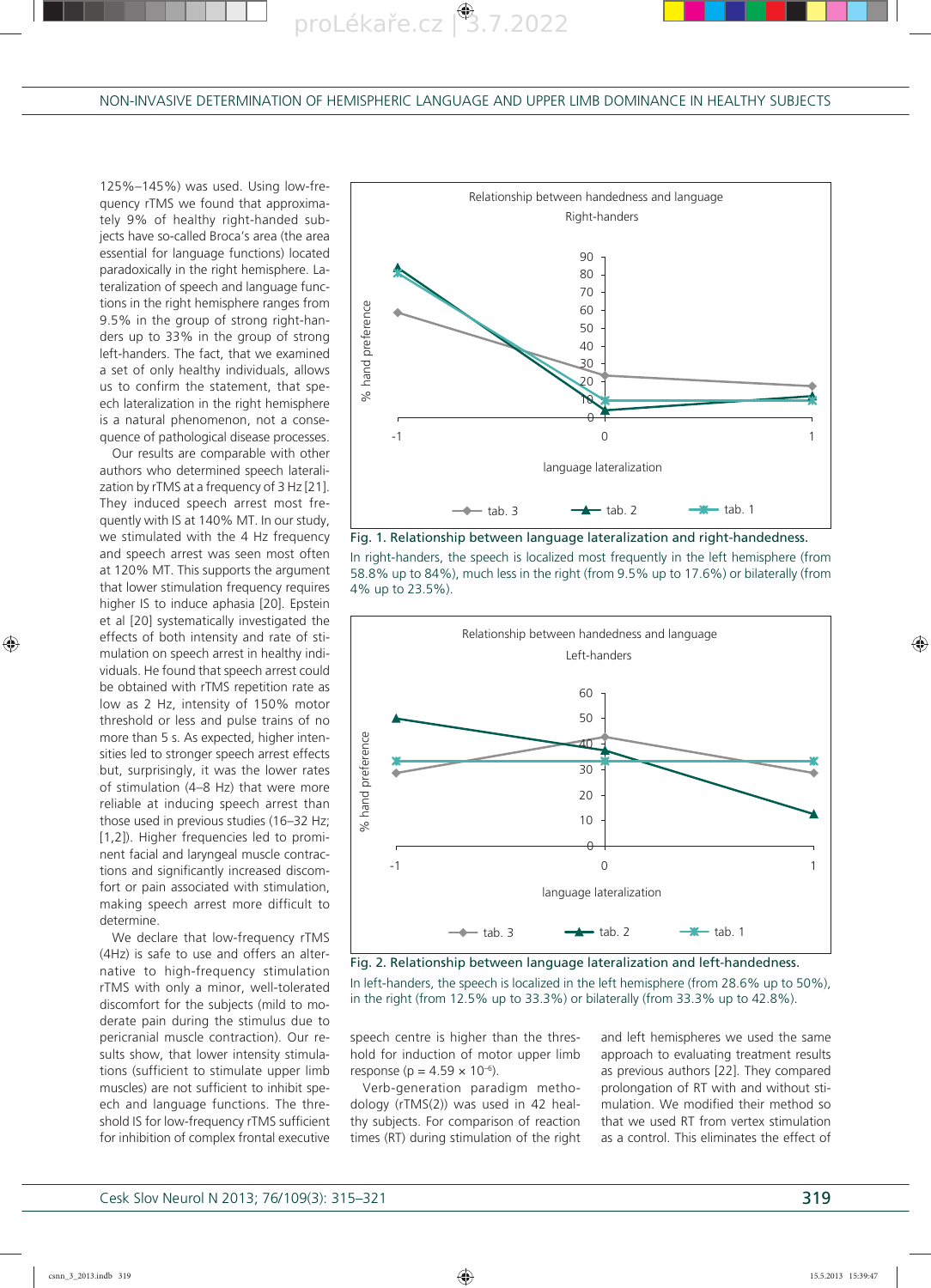125%–145%) was used. Using low-frequency rTMS we found that approximately 9% of healthy right-handed subjects have so-called Broca's area (the area essential for language functions) located paradoxically in the right hemisphere. Lateralization of speech and language functions in the right hemisphere ranges from 9.5% in the group of strong right-handers up to 33% in the group of strong left-handers. The fact, that we examined a set of only healthy individuals, allows us to confirm the statement, that speech lateralization in the right hemisphere is a natural phenomenon, not a consequence of pathological disease processes.

Our results are comparable with other authors who determined speech lateralization by rTMS at a frequency of 3 Hz [21]. They induced speech arrest most frequently with IS at 140% MT. In our study, we stimulated with the 4 Hz frequency and speech arrest was seen most often at 120% MT. This supports the argument that lower stimulation frequency requires higher IS to induce aphasia [20]. Epstein et al [20] systematically investigated the effects of both intensity and rate of stimulation on speech arrest in healthy individuals. He found that speech arrest could be obtained with rTMS repetition rate as low as 2 Hz, intensity of 150% motor threshold or less and pulse trains of no more than 5 s. As expected, higher intensities led to stronger speech arrest effects but, surprisingly, it was the lower rates of stimulation (4–8 Hz) that were more reliable at inducing speech arrest than those used in previous studies (16–32 Hz; [1,2]). Higher frequencies led to prominent facial and laryngeal muscle contractions and significantly increased discomfort or pain associated with stimulation, making speech arrest more difficult to determine.

We declare that low-frequency rTMS (4Hz) is safe to use and offers an alternative to high-frequency stimulation rTMS with only a minor, well-tolerated discomfort for the subjects (mild to moderate pain during the stimulus due to pericranial muscle contraction). Our results show, that lower intensity stimulations (sufficient to stimulate upper limb muscles) are not sufficient to inhibit speech and language functions. The threshold IS for low-frequency rTMS sufficient for inhibition of complex frontal executive speech centre is higher than the threshold for induction of motor upper limb response ($p = 4.59 \times 10^{-6}$).

Verb-generation paradigm methodology (rTMS(2)) was used in 42 healthy subjects. For comparison of reaction times (RT) during stimulation of the right and left hemispheres we used the same approach to evaluating treatment results as previous authors [22]. They compared prolongation of RT with and without stimulation. We modified their method so that we used RT from vertex stimulation as a control. This eliminates the effect of

**Fig. 1. Relationship between language lateralization and right-handedness.**
In right-handers, the speech is localized most frequently in the left hemisphere (from 58.8% up to 84%), much less in the right (from 9.5% up to 17.6%) or bilaterally (from 4% up to 23.5%).

**Fig. 2. Relationship between language lateralization and left-handedness.**
In left-handers, the speech is localized in the left hemisphere (from 28.6% up to 50%), in the right (from 12.5% up to 33.3%) or bilaterally (from 33.3% up to 42.8%).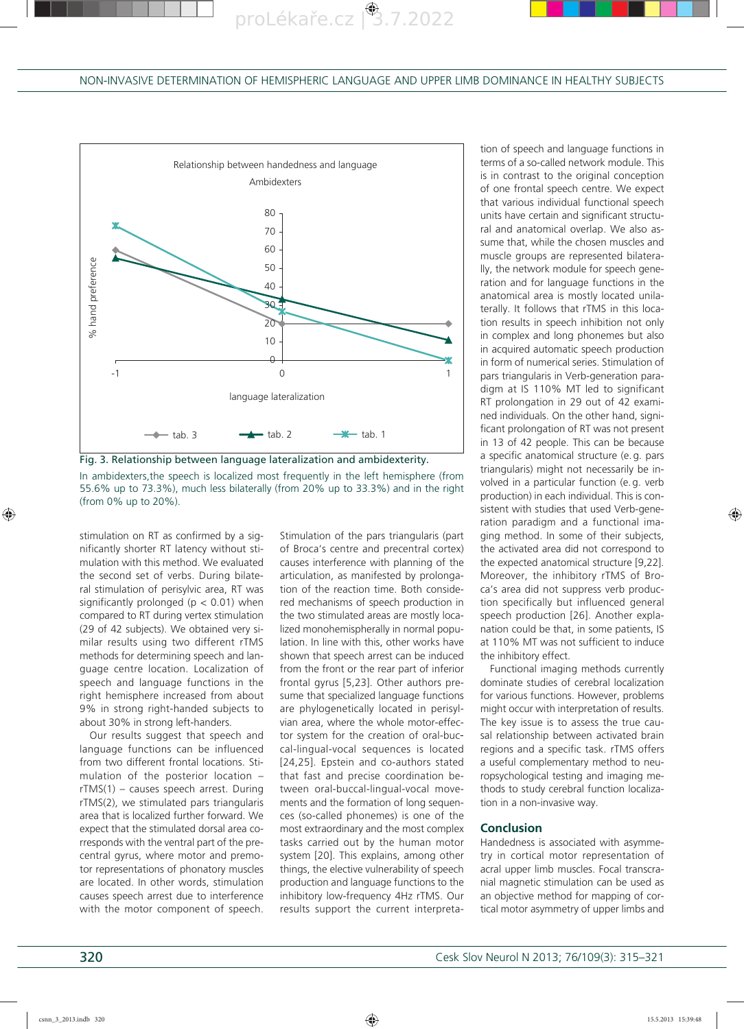Fig. 3. Relationship between language lateralization and ambidexterity.

In ambidexters,the speech is localized most frequently in the left hemisphere (from 55.6% up to 73.3%), much less bilaterally (from 20% up to 33.3%) and in the right (from 0% up to 20%).

stimulation on RT as confirmed by a significantly shorter RT latency without stimulation with this method. We evaluated the second set of verbs. During bilateral stimulation of perisylvic area, RT was significantly prolonged ($p < 0.01$) when compared to RT during vertex stimulation (29 of 42 subjects). We obtained very similar results using two different rTMS methods for determining speech and language centre location. Localization of speech and language functions in the right hemisphere increased from about 9% in strong right-handed subjects to about 30% in strong left-handers.

Our results suggest that speech and language functions can be influenced from two different frontal locations. Stimulation of the posterior location – rTMS(1) – causes speech arrest. During rTMS(2), we stimulated pars triangularis area that is localized further forward. We expect that the stimulated dorsal area corresponds with the ventral part of the precentral gyrus, where motor and premotor representations of phonatory muscles are located. In other words, stimulation causes speech arrest due to interference with the motor component of speech. Stimulation of the pars triangularis (part of Broca's centre and precentral cortex) causes interference with planning of the articulation, as manifested by prolongation of the reaction time. Both considered mechanisms of speech production in the two stimulated areas are mostly localized monohemispherally in normal population. In line with this, other works have shown that speech arrest can be induced from the front or the rear part of inferior frontal gyrus [5,23]. Other authors presume that specialized language functions are phylogenetically located in perisylvian area, where the whole motor-effector system for the creation of oral-buccal-lingual-vocal sequences is located [24,25]. Epstein and co-authors stated that fast and precise coordination between oral-buccal-lingual-vocal movements and the formation of long sequences (so-called phonemes) is one of the most extraordinary and the most complex tasks carried out by the human motor system [20]. This explains, among other things, the elective vulnerability of speech production and language functions to the inhibitory low-frequency 4Hz rTMS. Our results support the current interpretation of speech and language functions in terms of a so-called network module. This is in contrast to the original conception of one frontal speech centre. We expect that various individual functional speech units have certain and significant structural and anatomical overlap. We also assume that, while the chosen muscles and muscle groups are represented bilaterally, the network module for speech generation and for language functions in the anatomical area is mostly located unilaterally. It follows that rTMS in this location results in speech inhibition not only in complex and long phonemes but also in acquired automatic speech production in form of numerical series. Stimulation of pars triangularis in Verb-generation paradigm at IS 110% MT led to significant RT prolongation in 29 out of 42 examined individuals. On the other hand, significant prolongation of RT was not present in 13 of 42 people. This can be because a specific anatomical structure (e.g. pars triangularis) might not necessarily be involved in a particular function (e.g. verb production) in each individual. This is consistent with studies that used Verb-generation paradigm and a functional imaging method. In some of their subjects, the activated area did not correspond to the expected anatomical structure [9,22]. Moreover, the inhibitory rTMS of Broca's area did not suppress verb production specifically but influenced general speech production [26]. Another explanation could be that, in some patients, IS at 110% MT was not sufficient to induce the inhibitory effect.

Functional imaging methods currently dominate studies of cerebral localization for various functions. However, problems might occur with interpretation of results. The key issue is to assess the true causal relationship between activated brain regions and a specific task. rTMS offers a useful complementary method to neuropsychological testing and imaging methods to study cerebral function localization in a non-invasive way.

## Conclusion

Handedness is associated with asymmetry in cortical motor representation of acral upper limb muscles. Focal transcranial magnetic stimulation can be used as an objective method for mapping of cortical motor asymmetry of upper limbs and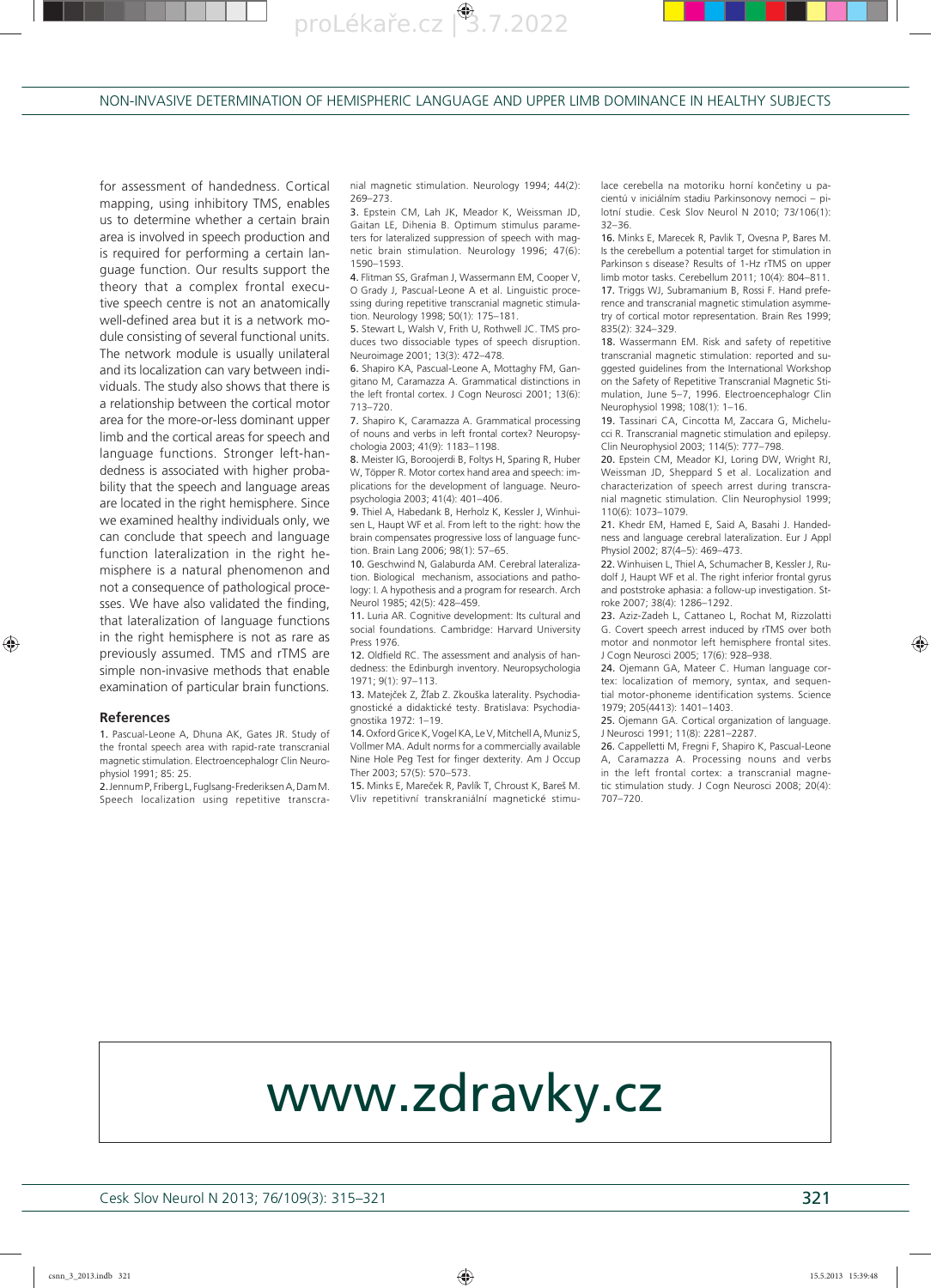for assessment of handedness. Cortical mapping, using inhibitory TMS, enables us to determine whether a certain brain area is involved in speech production and is required for performing a certain language function. Our results support the theory that a complex frontal executive speech centre is not an anatomically well-defined area but it is a network module consisting of several functional units. The network module is usually unilateral and its localization can vary between individuals. The study also shows that there is a relationship between the cortical motor area for the more-or-less dominant upper limb and the cortical areas for speech and language functions. Stronger left-handedness is associated with higher probability that the speech and language areas are located in the right hemisphere. Since we examined healthy individuals only, we can conclude that speech and language function lateralization in the right hemisphere is a natural phenomenon and not a consequence of pathological processes. We have also validated the finding, that lateralization of language functions in the right hemisphere is not as rare as previously assumed. TMS and rTMS are simple non-invasive methods that enable examination of particular brain functions.

## References

1. Pascual-Leone A, Dhuna AK, Gates JR. Study of the frontal speech area with rapid-rate transcranial magnetic stimulation. Electroencephalogr Clin Neurophysiol 1991; 85: 25.
2. Jennum P, Friberg L, Fuglsang-Frederiksen A, Dam M. Speech localization using repetitive transcranial magnetic stimulation. Neurology 1994; 44(2): 269–273.
3. Epstein CM, Lah JK, Meador K, Weissman JD, Gaitan LE, Dihenia B. Optimum stimulus parameters for lateralized suppression of speech with magnetic brain stimulation. Neurology 1996; 47(6): 1590–1593.
4. Flitman SS, Grafman J, Wassermann EM, Cooper V, O Grady J, Pascual-Leone A et al. Linguistic processing during repetitive transcranial magnetic stimulation. Neurology 1998; 50(1): 175–181.
5. Stewart L, Walsh V, Frith U, Rothwell JC. TMS produces two dissociable types of speech disruption. Neuroimage 2001; 13(3): 472–478.
6. Shapiro KA, Pascual-Leone A, Mottaghy FM, Gangitano M, Caramazza A. Grammatical distinctions in the left frontal cortex. J Cogn Neurosci 2001; 13(6): 713–720.
7. Shapiro K, Caramazza A. Grammatical processing of nouns and verbs in left frontal cortex? Neuropsychologia 2003; 41(9): 1183–1198.
8. Meister IG, Boroojerdi B, Foltys H, Sparing R, Huber W, Töpper R. Motor cortex hand area and speech: implications for the development of language. Neuropsychologia 2003; 41(4): 401–406.
9. Thiel A, Habedank B, Herholz K, Kessler J, Winhuisen L, Haupt WF et al. From left to the right: how the brain compensates progressive loss of language function. Brain Lang 2006; 98(1): 57–65.
10. Geschwind N, Galaburda AM. Cerebral lateralization. Biological mechanism, associations and pathology: I. A hypothesis and a program for research. Arch Neurol 1985; 42(5): 428–459.
11. Luria AR. Cognitive development: Its cultural and social foundations. Cambridge: Harvard University Press 1976.
12. Oldfield RC. The assessment and analysis of handedness: the Edinburgh inventory. Neuropsychologia 1971; 9(1): 97–113.
13. Matejček Z, Žlab Z. Zkouška laterality. Psychodiagnostické a didaktické testy. Bratislava: Psychodiagnostika 1972: 1–19.
14. Oxford Grice K, Vogel KA, Le V, Mitchell A, Muniz S, Vollmer MA. Adult norms for a commercially available Nine Hole Peg Test for finger dexterity. Am J Occup Ther 2003; 57(5): 570–573.
15. Minks E, Mareček R, Pavlík T, Chroust K, Bareš M. Vliv repetitivní transkraniální magnetické stimulace cerebella na motoriku horní končetiny u pacientů v iniciálním stadiu Parkinsonovy nemoci – pilotní studie. Cesk Slov Neurol N 2010; 73/106(1): 32–36.
16. Minks E, Marecek R, Pavlik T, Ovesna P, Bares M. Is the cerebellum a potential target for stimulation in Parkinson s disease? Results of 1-Hz rTMS on upper limb motor tasks. Cerebellum 2011; 10(4): 804–811.
17. Triggs WJ, Subramanium B, Rossi F. Hand preference and transcranial magnetic stimulation asymmetry of cortical motor representation. Brain Res 1999; 835(2): 324–329.
18. Wassermann EM. Risk and safety of repetitive transcranial magnetic stimulation: reported and suggested guidelines from the International Workshop on the Safety of Repetitive Transcranial Magnetic Stimulation, June 5–7, 1996. Electroencephalogr Clin Neurophysiol 1998; 108(1): 1–16.
19. Tassinari CA, Cincotta M, Zaccara G, Michelucci R. Transcranial magnetic stimulation and epilepsy. Clin Neurophysiol 2003; 114(5): 777–798.
20. Epstein CM, Meador KJ, Loring DW, Wright RJ, Weissman JD, Sheppard S et al. Localization and characterization of speech arrest during transcranial magnetic stimulation. Clin Neurophysiol 1999; 110(6): 1073–1079.
21. Khedr EM, Hamed E, Said A, Basahi J. Handedness and language cerebral lateralization. Eur J Appl Physiol 2002; 87(4–5): 469–473.
22. Winhuisen L, Thiel A, Schumacher B, Kessler J, Rudolf J, Haupt WF et al. The right inferior frontal gyrus and poststroke aphasia: a follow-up investigation. Stroke 2007; 38(4): 1286–1292.
23. Aziz-Zadeh L, Cattaneo L, Rochat M, Rizzolatti G. Covert speech arrest induced by rTMS over both motor and nonmotor left hemisphere frontal sites. J Cogn Neurosci 2005; 17(6): 928–938.
24. Ojemann GA, Mateer C. Human language cortex: localization of memory, syntax, and sequential motor-phoneme identification systems. Science 1979; 205(4413): 1401–1403.
25. Ojemann GA. Cortical organization of language. J Neurosci 1991; 11(8): 2281–2287.
26. Cappelletti M, Fregni F, Shapiro K, Pascual-Leone A, Caramazza A. Processing nouns and verbs in the left frontal cortex: a transcranial magnetic stimulation study. J Cogn Neurosci 2008; 20(4): 707–720.

www.zdravky.cz